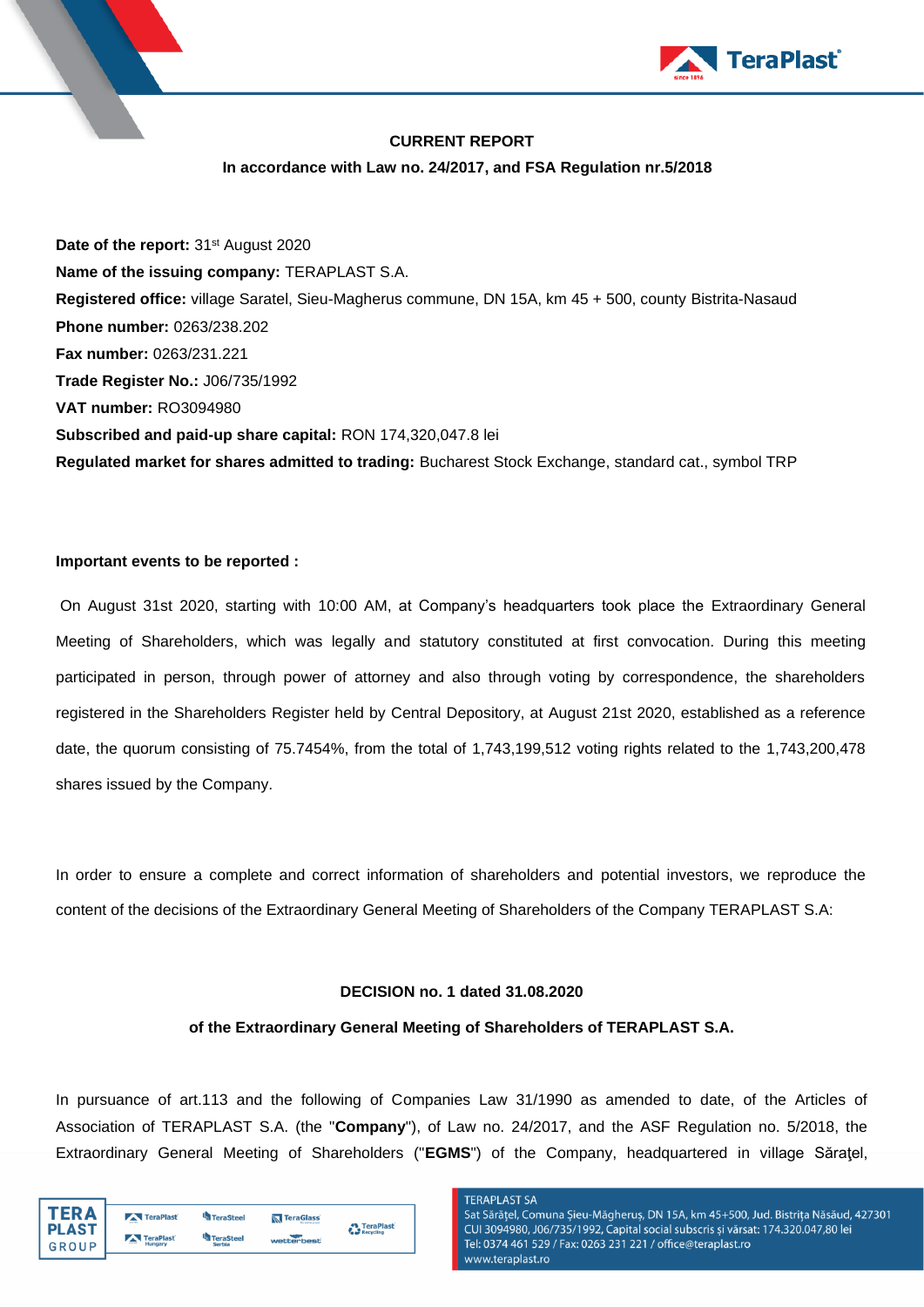**CURRENT REPORT**

**In accordance with Law no. 24/2017, and FSA Regulation nr.5/2018**

**Date of the report:** 31st August 2020

**Name of the issuing company:** TERAPLAST S.A.

**Registered office:** village Saratel, Sieu-Magherus commune, DN 15A, km 45 + 500, county Bistrita-Nasaud

**Phone number:** 0263/238.202

**Fax number:** 0263/231.221

**Trade Register No.:** J06/735/1992

**VAT number:** RO3094980

**Subscribed and paid-up share capital:** RON 174,320,047.8 lei

**Regulated market for shares admitted to trading:** Bucharest Stock Exchange, standard cat., symbol TRP

**Important events to be reported :**

On August 31st 2020, starting with 10:00 AM, at Company's headquarters took place the Extraordinary General Meeting of Shareholders, which was legally and statutory constituted at first convocation. During this meeting participated in person, through power of attorney and also through voting by correspondence, the shareholders registered in the Shareholders Register held by Central Depository, at August 21st 2020, established as a reference date, the quorum consisting of 75.7454%, from the total of 1,743,199,512 voting rights related to the 1,743,200,478 shares issued by the Company.

In order to ensure a complete and correct information of shareholders and potential investors, we reproduce the content of the decisions of the Extraordinary General Meeting of Shareholders of the Company TERAPLAST S.A:

**DECISION no. 1 dated 31.08.2020**

**of the Extraordinary General Meeting of Shareholders of TERAPLAST S.A.**

In pursuance of art.113 and the following of Companies Law 31/1990 as amended to date, of the Articles of Association of TERAPLAST S.A. (the "**Company**"), of Law no. 24/2017, and the ASF Regulation no. 5/2018, the Extraordinary General Meeting of Shareholders ("**EGMS**") of the Company, headquartered in village Săraţel,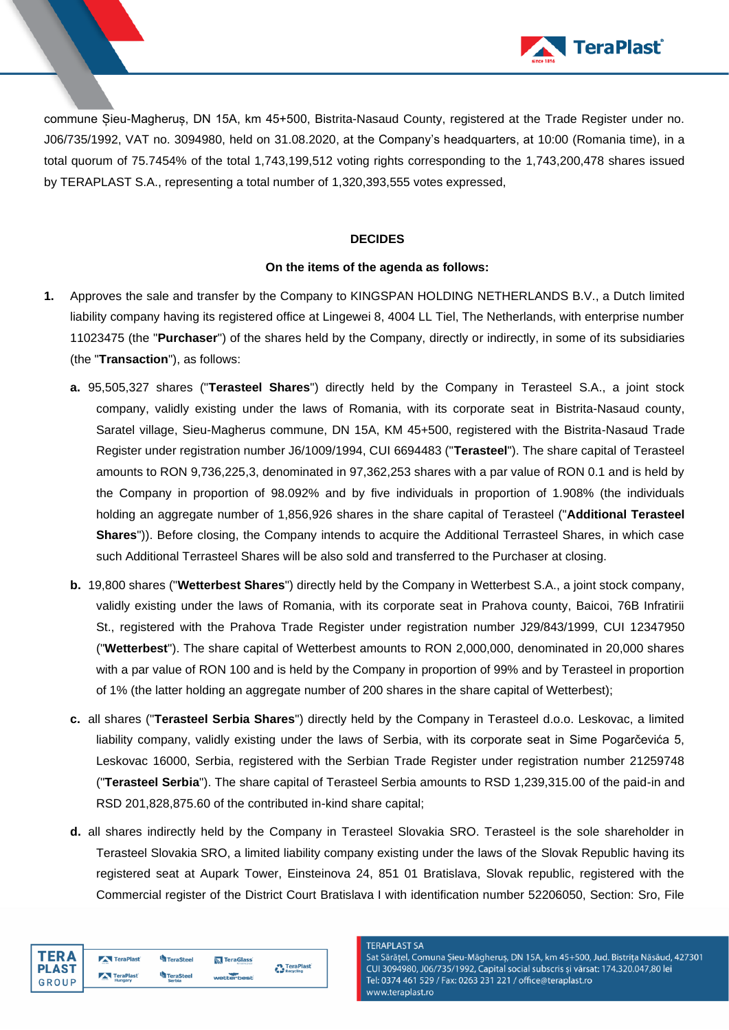commune Șieu-Magheruș, DN 15A, km 45+500, Bistrita-Nasaud County, registered at the Trade Register under no. J06/735/1992, VAT no. 3094980, held on 31.08.2020, at the Company's headquarters, at 10:00 (Romania time), in a total quorum of 75.7454% of the total 1,743,199,512 voting rights corresponding to the 1,743,200,478 shares issued by TERAPLAST S.A., representing a total number of 1,320,393,555 votes expressed,

**DECIDES**

**On the items of the agenda as follows:**

1. Approves the sale and transfer by the Company to KINGSPAN HOLDING NETHERLANDS B.V., a Dutch limited liability company having its registered office at Lingewei 8, 4004 LL Tiel, The Netherlands, with enterprise number 11023475 (the "**Purchaser**") of the shares held by the Company, directly or indirectly, in some of its subsidiaries (the "**Transaction**"), as follows:

   **a.** 95,505,327 shares ("**Terasteel Shares**") directly held by the Company in Terasteel S.A., a joint stock company, validly existing under the laws of Romania, with its corporate seat in Bistrita-Nasaud county, Saratel village, Sieu-Magherus commune, DN 15A, KM 45+500, registered with the Bistrita-Nasaud Trade Register under registration number J6/1009/1994, CUI 6694483 ("**Terasteel**"). The share capital of Terasteel amounts to RON 9,736,225,3, denominated in 97,362,253 shares with a par value of RON 0.1 and is held by the Company in proportion of 98.092% and by five individuals in proportion of 1.908% (the individuals holding an aggregate number of 1,856,926 shares in the share capital of Terasteel ("**Additional Terasteel Shares**")). Before closing, the Company intends to acquire the Additional Terrasteel Shares, in which case such Additional Terrasteel Shares will be also sold and transferred to the Purchaser at closing.

   **b.** 19,800 shares ("**Wetterbest Shares**") directly held by the Company in Wetterbest S.A., a joint stock company, validly existing under the laws of Romania, with its corporate seat in Prahova county, Baicoi, 76B Infratirii St., registered with the Prahova Trade Register under registration number J29/843/1999, CUI 12347950 ("**Wetterbest**"). The share capital of Wetterbest amounts to RON 2,000,000, denominated in 20,000 shares with a par value of RON 100 and is held by the Company in proportion of 99% and by Terasteel in proportion of 1% (the latter holding an aggregate number of 200 shares in the share capital of Wetterbest);

   **c.** all shares ("**Terasteel Serbia Shares**") directly held by the Company in Terasteel d.o.o. Leskovac, a limited liability company, validly existing under the laws of Serbia, with its corporate seat in Sime Pogarčevića 5, Leskovac 16000, Serbia, registered with the Serbian Trade Register under registration number 21259748 ("**Terasteel Serbia**"). The share capital of Terasteel Serbia amounts to RSD 1,239,315.00 of the paid-in and RSD 201,828,875.60 of the contributed in-kind share capital;

   **d.** all shares indirectly held by the Company in Terasteel Slovakia SRO. Terasteel is the sole shareholder in Terasteel Slovakia SRO, a limited liability company existing under the laws of the Slovak Republic having its registered seat at Aupark Tower, Einsteinova 24, 851 01 Bratislava, Slovak republic, registered with the Commercial register of the District Court Bratislava I with identification number 52206050, Section: Sro, File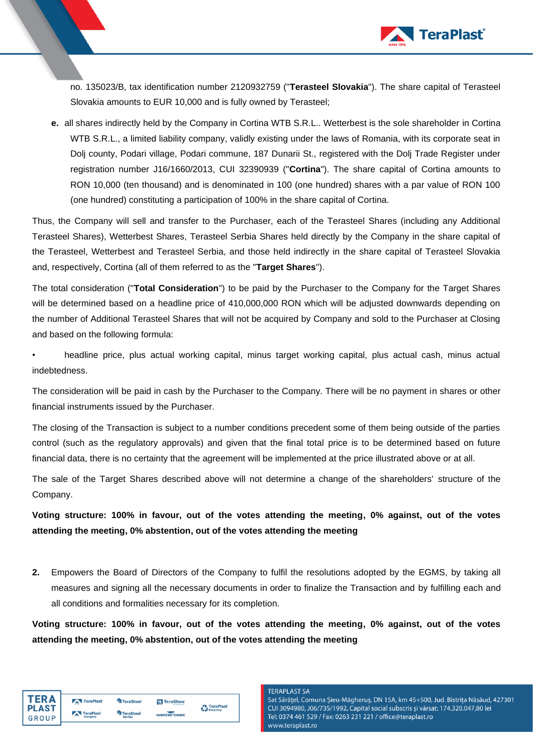no. 135023/B, tax identification number 2120932759 ("**Terasteel Slovakia**"). The share capital of Terasteel Slovakia amounts to EUR 10,000 and is fully owned by Terasteel;

**e.** all shares indirectly held by the Company in Cortina WTB S.R.L.. Wetterbest is the sole shareholder in Cortina WTB S.R.L., a limited liability company, validly existing under the laws of Romania, with its corporate seat in Dolj county, Podari village, Podari commune, 187 Dunarii St., registered with the Dolj Trade Register under registration number J16/1660/2013, CUI 32390939 ("**Cortina**"). The share capital of Cortina amounts to RON 10,000 (ten thousand) and is denominated in 100 (one hundred) shares with a par value of RON 100 (one hundred) constituting a participation of 100% in the share capital of Cortina.

Thus, the Company will sell and transfer to the Purchaser, each of the Terasteel Shares (including any Additional Terasteel Shares), Wetterbest Shares, Terasteel Serbia Shares held directly by the Company in the share capital of the Terasteel, Wetterbest and Terasteel Serbia, and those held indirectly in the share capital of Terasteel Slovakia and, respectively, Cortina (all of them referred to as the "**Target Shares**").

The total consideration ("**Total Consideration**") to be paid by the Purchaser to the Company for the Target Shares will be determined based on a headline price of 410,000,000 RON which will be adjusted downwards depending on the number of Additional Terasteel Shares that will not be acquired by Company and sold to the Purchaser at Closing and based on the following formula:

- headline price, plus actual working capital, minus target working capital, plus actual cash, minus actual indebtedness.

The consideration will be paid in cash by the Purchaser to the Company. There will be no payment in shares or other financial instruments issued by the Purchaser.

The closing of the Transaction is subject to a number conditions precedent some of them being outside of the parties control (such as the regulatory approvals) and given that the final total price is to be determined based on future financial data, there is no certainty that the agreement will be implemented at the price illustrated above or at all.

The sale of the Target Shares described above will not determine a change of the shareholders' structure of the Company.

**Voting structure: 100% in favour, out of the votes attending the meeting, 0% against, out of the votes attending the meeting, 0% abstention, out of the votes attending the meeting**

**2.** Empowers the Board of Directors of the Company to fulfil the resolutions adopted by the EGMS, by taking all measures and signing all the necessary documents in order to finalize the Transaction and by fulfilling each and all conditions and formalities necessary for its completion.

**Voting structure: 100% in favour, out of the votes attending the meeting, 0% against, out of the votes attending the meeting, 0% abstention, out of the votes attending the meeting**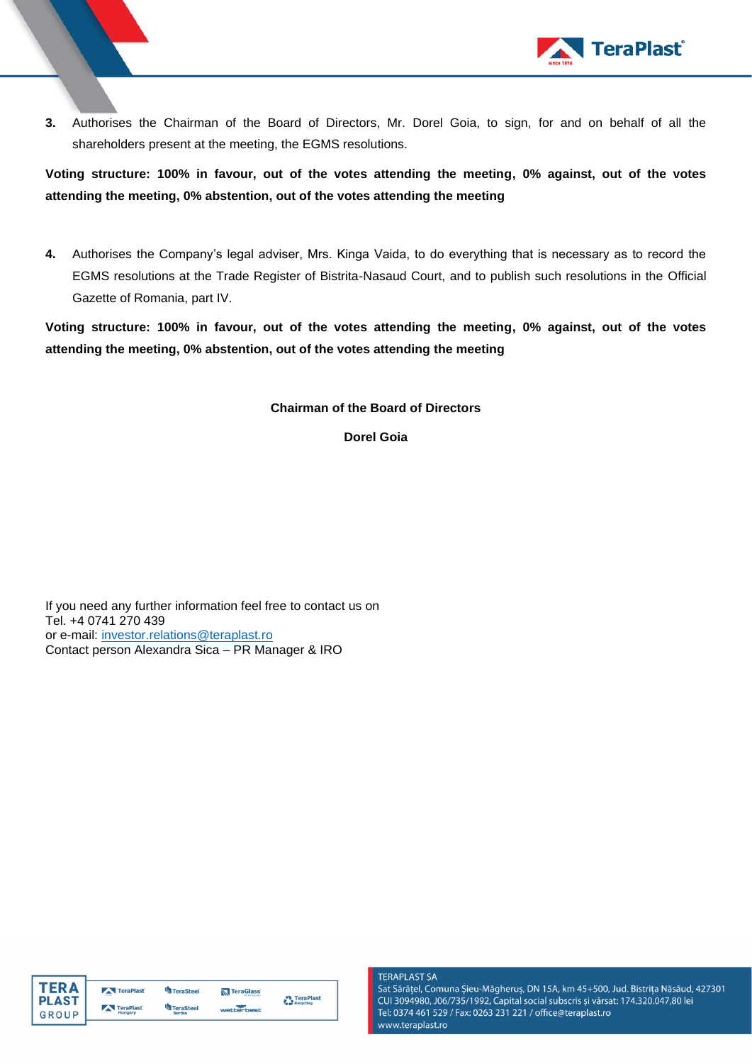3. Authorises the Chairman of the Board of Directors, Mr. Dorel Goia, to sign, for and on behalf of all the shareholders present at the meeting, the EGMS resolutions.

**Voting structure: 100% in favour, out of the votes attending the meeting, 0% against, out of the votes attending the meeting, 0% abstention, out of the votes attending the meeting**

4. Authorises the Company's legal adviser, Mrs. Kinga Vaida, to do everything that is necessary as to record the EGMS resolutions at the Trade Register of Bistrita-Nasaud Court, and to publish such resolutions in the Official Gazette of Romania, part IV.

**Voting structure: 100% in favour, out of the votes attending the meeting, 0% against, out of the votes attending the meeting, 0% abstention, out of the votes attending the meeting**

**Chairman of the Board of Directors**

**Dorel Goia**

If you need any further information feel free to contact us on
Tel. +4 0741 270 439
or e-mail: investor.relations@teraplast.ro
Contact person Alexandra Sica – PR Manager & IRO